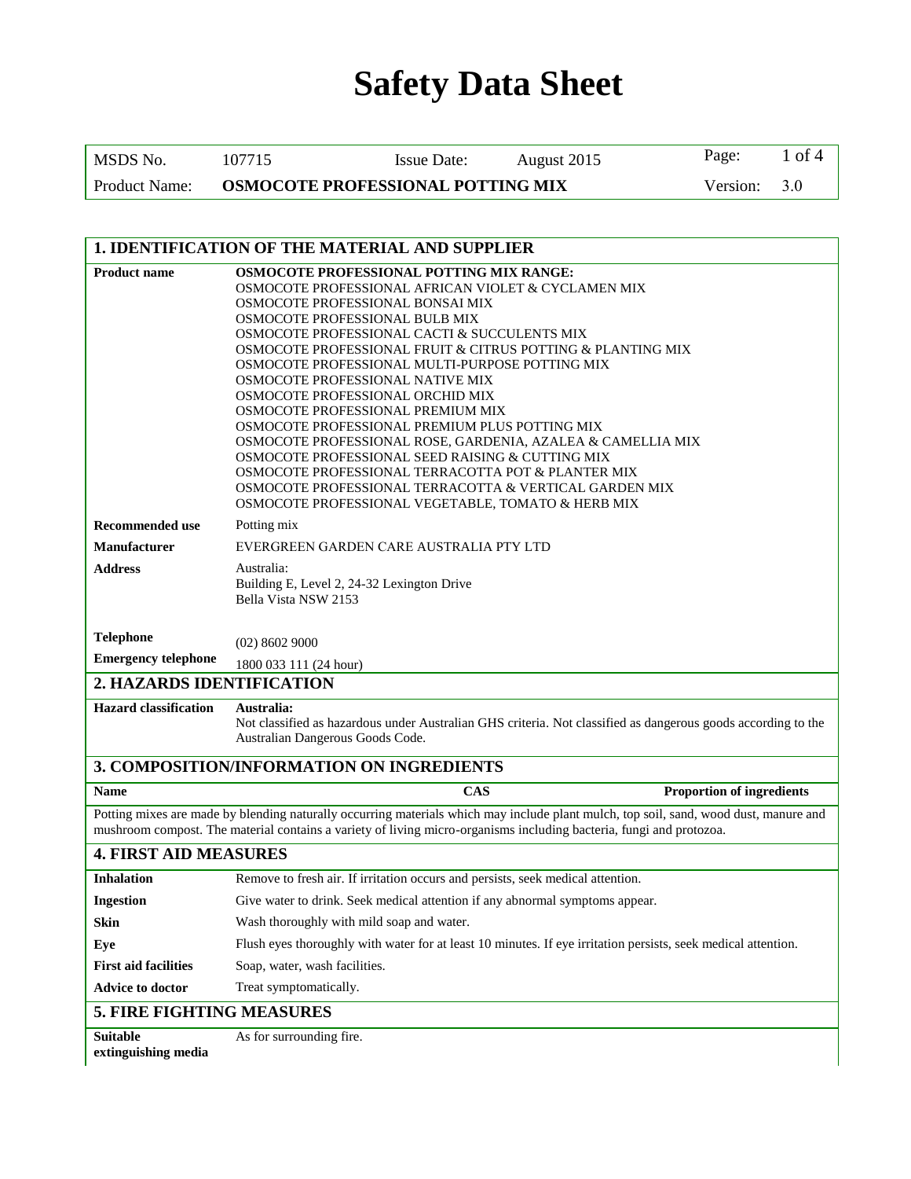# Safety Data Sheet

| MSDS No. | 107715 | Issue Date: | August 2015 | Page: | 1 of 4 |
|---|---|---|---|---|---|
| Product Name: | **OSMOCOTE PROFESSIONAL POTTING MIX** | | | Version: | 3.0 |

## 1. IDENTIFICATION OF THE MATERIAL AND SUPPLIER

| | |
|---|---|
| **Product name** | **OSMOCOTE PROFESSIONAL POTTING MIX RANGE:**<br>OSMOCOTE PROFESSIONAL AFRICAN VIOLET & CYCLAMEN MIX<br>OSMOCOTE PROFESSIONAL BONSAI MIX<br>OSMOCOTE PROFESSIONAL BULB MIX<br>OSMOCOTE PROFESSIONAL CACTI & SUCCULENTS MIX<br>OSMOCOTE PROFESSIONAL FRUIT & CITRUS POTTING & PLANTING MIX<br>OSMOCOTE PROFESSIONAL MULTI-PURPOSE POTTING MIX<br>OSMOCOTE PROFESSIONAL NATIVE MIX<br>OSMOCOTE PROFESSIONAL ORCHID MIX<br>OSMOCOTE PROFESSIONAL PREMIUM MIX<br>OSMOCOTE PROFESSIONAL PREMIUM PLUS POTTING MIX<br>OSMOCOTE PROFESSIONAL ROSE, GARDENIA, AZALEA & CAMELLIA MIX<br>OSMOCOTE PROFESSIONAL SEED RAISING & CUTTING MIX<br>OSMOCOTE PROFESSIONAL TERRACOTTA POT & PLANTER MIX<br>OSMOCOTE PROFESSIONAL TERRACOTTA & VERTICAL GARDEN MIX<br>OSMOCOTE PROFESSIONAL VEGETABLE, TOMATO & HERB MIX |
| **Recommended use** | Potting mix |
| **Manufacturer** | EVERGREEN GARDEN CARE AUSTRALIA PTY LTD |
| **Address** | Australia:<br>Building E, Level 2, 24-32 Lexington Drive<br>Bella Vista NSW 2153 |
| **Telephone** | (02) 8602 9000 |
| **Emergency telephone** | 1800 033 111 (24 hour) |

## 2. HAZARDS IDENTIFICATION

| | |
|---|---|
| **Hazard classification** | **Australia:**<br>Not classified as hazardous under Australian GHS criteria. Not classified as dangerous goods according to the Australian Dangerous Goods Code. |

## 3. COMPOSITION/INFORMATION ON INGREDIENTS

| Name | CAS | Proportion of ingredients |
|---|---|---|

Potting mixes are made by blending naturally occurring materials which may include plant mulch, top soil, sand, wood dust, manure and mushroom compost. The material contains a variety of living micro-organisms including bacteria, fungi and protozoa.

## 4. FIRST AID MEASURES

| | |
|---|---|
| **Inhalation** | Remove to fresh air. If irritation occurs and persists, seek medical attention. |
| **Ingestion** | Give water to drink. Seek medical attention if any abnormal symptoms appear. |
| **Skin** | Wash thoroughly with mild soap and water. |
| **Eye** | Flush eyes thoroughly with water for at least 10 minutes. If eye irritation persists, seek medical attention. |
| **First aid facilities** | Soap, water, wash facilities. |
| **Advice to doctor** | Treat symptomatically. |

## 5. FIRE FIGHTING MEASURES

| | |
|---|---|
| **Suitable extinguishing media** | As for surrounding fire. |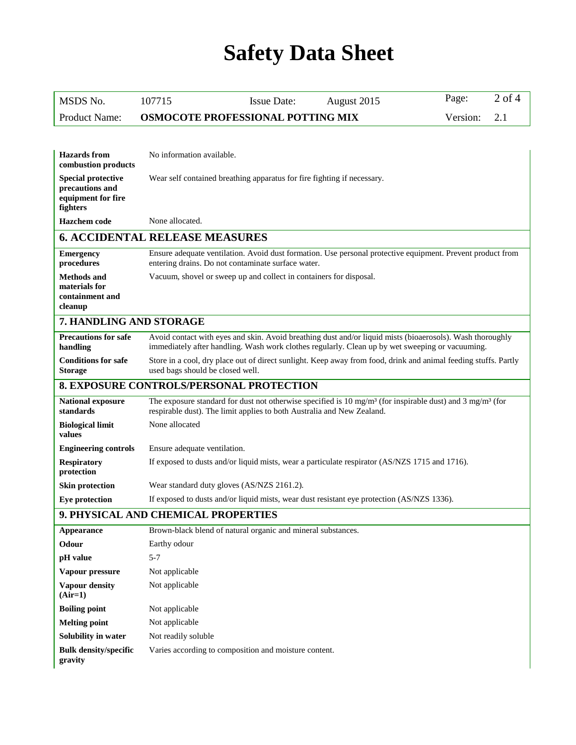| | |
|---|---|
| **Hazards from combustion products** | No information available. |
| **Special protective precautions and equipment for fire fighters** | Wear self contained breathing apparatus for fire fighting if necessary. |
| **Hazchem code** | None allocated. |

## 6. ACCIDENTAL RELEASE MEASURES

| | |
|---|---|
| **Emergency procedures** | Ensure adequate ventilation. Avoid dust formation. Use personal protective equipment. Prevent product from entering drains. Do not contaminate surface water. |
| **Methods and materials for containment and cleanup** | Vacuum, shovel or sweep up and collect in containers for disposal. |

## 7. HANDLING AND STORAGE

| | |
|---|---|
| **Precautions for safe handling** | Avoid contact with eyes and skin. Avoid breathing dust and/or liquid mists (bioaerosols). Wash thoroughly immediately after handling. Wash work clothes regularly. Clean up by wet sweeping or vacuuming. |
| **Conditions for safe Storage** | Store in a cool, dry place out of direct sunlight. Keep away from food, drink and animal feeding stuffs. Partly used bags should be closed well. |

## 8. EXPOSURE CONTROLS/PERSONAL PROTECTION

| | |
|---|---|
| **National exposure standards** | The exposure standard for dust not otherwise specified is 10 $mg/m^3$ (for inspirable dust) and 3 $mg/m^3$ (for respirable dust). The limit applies to both Australia and New Zealand. |
| **Biological limit values** | None allocated |
| **Engineering controls** | Ensure adequate ventilation. |
| **Respiratory protection** | If exposed to dusts and/or liquid mists, wear a particulate respirator (AS/NZS 1715 and 1716). |
| **Skin protection** | Wear standard duty gloves (AS/NZS 2161.2). |
| **Eye protection** | If exposed to dusts and/or liquid mists, wear dust resistant eye protection (AS/NZS 1336). |

## 9. PHYSICAL AND CHEMICAL PROPERTIES

| | |
|---|---|
| **Appearance** | Brown-black blend of natural organic and mineral substances. |
| **Odour** | Earthy odour |
| **pH value** | 5-7 |
| **Vapour pressure** | Not applicable |
| **Vapour density (Air=1)** | Not applicable |
| **Boiling point** | Not applicable |
| **Melting point** | Not applicable |
| **Solubility in water** | Not readily soluble |
| **Bulk density/specific gravity** | Varies according to composition and moisture content. |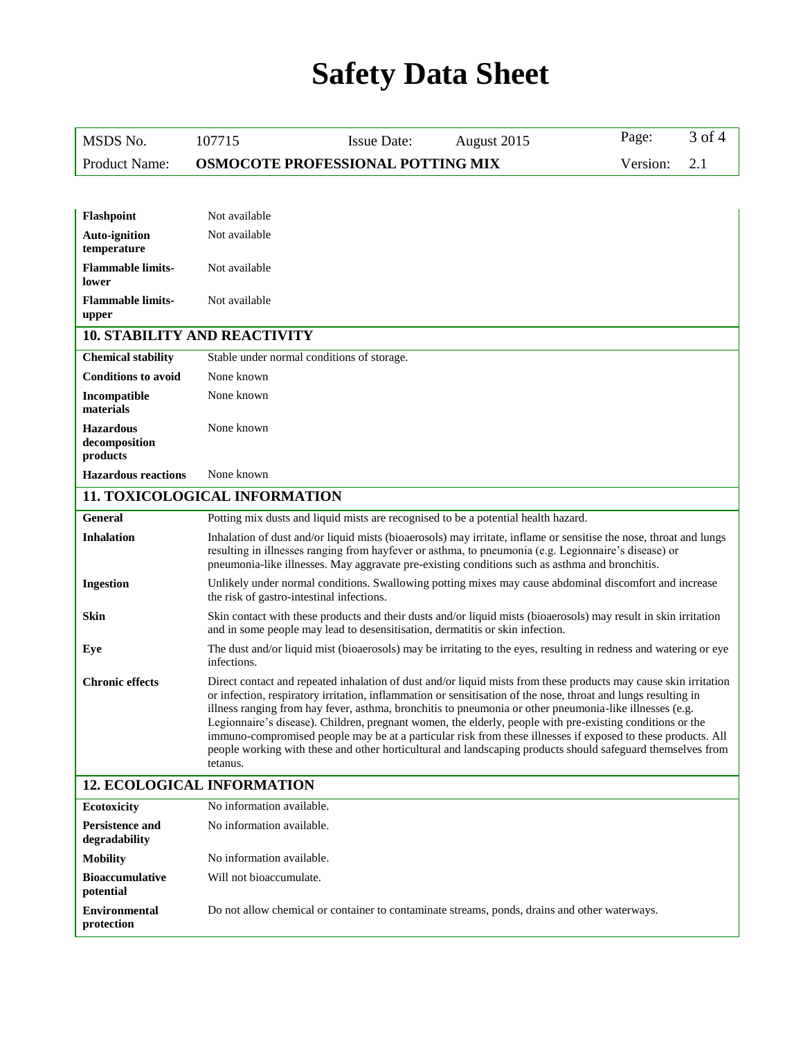| | |
|---|---|
| **Flashpoint** | Not available |
| **Auto-ignition temperature** | Not available |
| **Flammable limits- lower** | Not available |
| **Flammable limits- upper** | Not available |

## 10. STABILITY AND REACTIVITY

| | |
|---|---|
| **Chemical stability** | Stable under normal conditions of storage. |
| **Conditions to avoid** | None known |
| **Incompatible materials** | None known |
| **Hazardous decomposition products** | None known |
| **Hazardous reactions** | None known |

## 11. TOXICOLOGICAL INFORMATION

| | |
|---|---|
| **General** | Potting mix dusts and liquid mists are recognised to be a potential health hazard. |
| **Inhalation** | Inhalation of dust and/or liquid mists (bioaerosols) may irritate, inflame or sensitise the nose, throat and lungs resulting in illnesses ranging from hayfever or asthma, to pneumonia (e.g. Legionnaire's disease) or pneumonia-like illnesses. May aggravate pre-existing conditions such as asthma and bronchitis. |
| **Ingestion** | Unlikely under normal conditions. Swallowing potting mixes may cause abdominal discomfort and increase the risk of gastro-intestinal infections. |
| **Skin** | Skin contact with these products and their dusts and/or liquid mists (bioaerosols) may result in skin irritation and in some people may lead to desensitisation, dermatitis or skin infection. |
| **Eye** | The dust and/or liquid mist (bioaerosols) may be irritating to the eyes, resulting in redness and watering or eye infections. |
| **Chronic effects** | Direct contact and repeated inhalation of dust and/or liquid mists from these products may cause skin irritation or infection, respiratory irritation, inflammation or sensitisation of the nose, throat and lungs resulting in illness ranging from hay fever, asthma, bronchitis to pneumonia or other pneumonia-like illnesses (e.g. Legionnaire's disease). Children, pregnant women, the elderly, people with pre-existing conditions or the immuno-compromised people may be at a particular risk from these illnesses if exposed to these products. All people working with these and other horticultural and landscaping products should safeguard themselves from tetanus. |

## 12. ECOLOGICAL INFORMATION

| | |
|---|---|
| **Ecotoxicity** | No information available. |
| **Persistence and degradability** | No information available. |
| **Mobility** | No information available. |
| **Bioaccumulative potential** | Will not bioaccumulate. |
| **Environmental protection** | Do not allow chemical or container to contaminate streams, ponds, drains and other waterways. |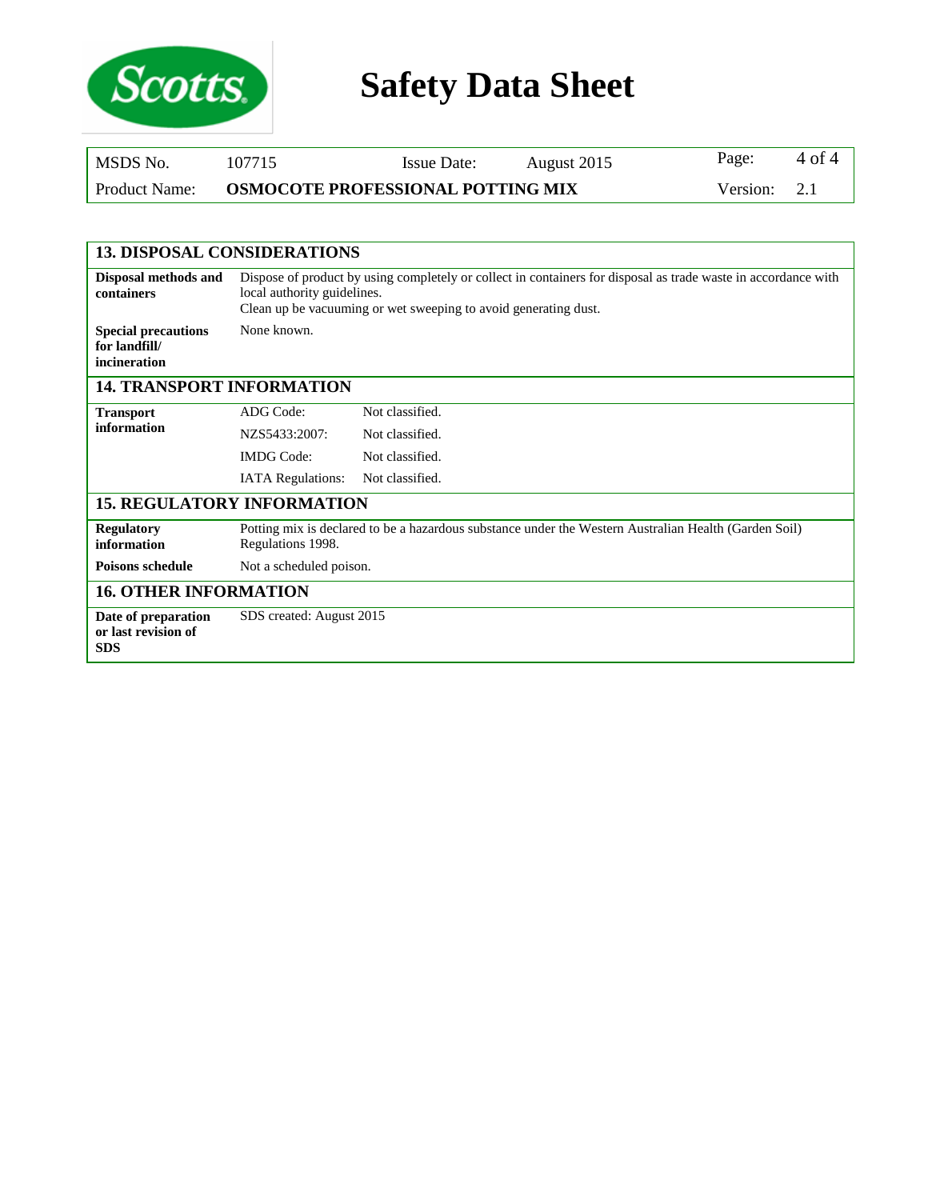## 13. DISPOSAL CONSIDERATIONS

| | |
|---|---|
| **Disposal methods and containers** | Dispose of product by using completely or collect in containers for disposal as trade waste in accordance with local authority guidelines.<br>Clean up be vacuuming or wet sweeping to avoid generating dust. |
| **Special precautions for landfill/ incineration** | None known. |

## 14. TRANSPORT INFORMATION

| | | |
|---|---|---|
| **Transport information** | ADG Code: | Not classified. |
| | NZS5433:2007: | Not classified. |
| | IMDG Code: | Not classified. |
| | IATA Regulations: | Not classified. |

## 15. REGULATORY INFORMATION

| | |
|---|---|
| **Regulatory information** | Potting mix is declared to be a hazardous substance under the Western Australian Health (Garden Soil) Regulations 1998. |
| **Poisons schedule** | Not a scheduled poison. |

## 16. OTHER INFORMATION

| | |
|---|---|
| **Date of preparation or last revision of SDS** | SDS created: August 2015 |